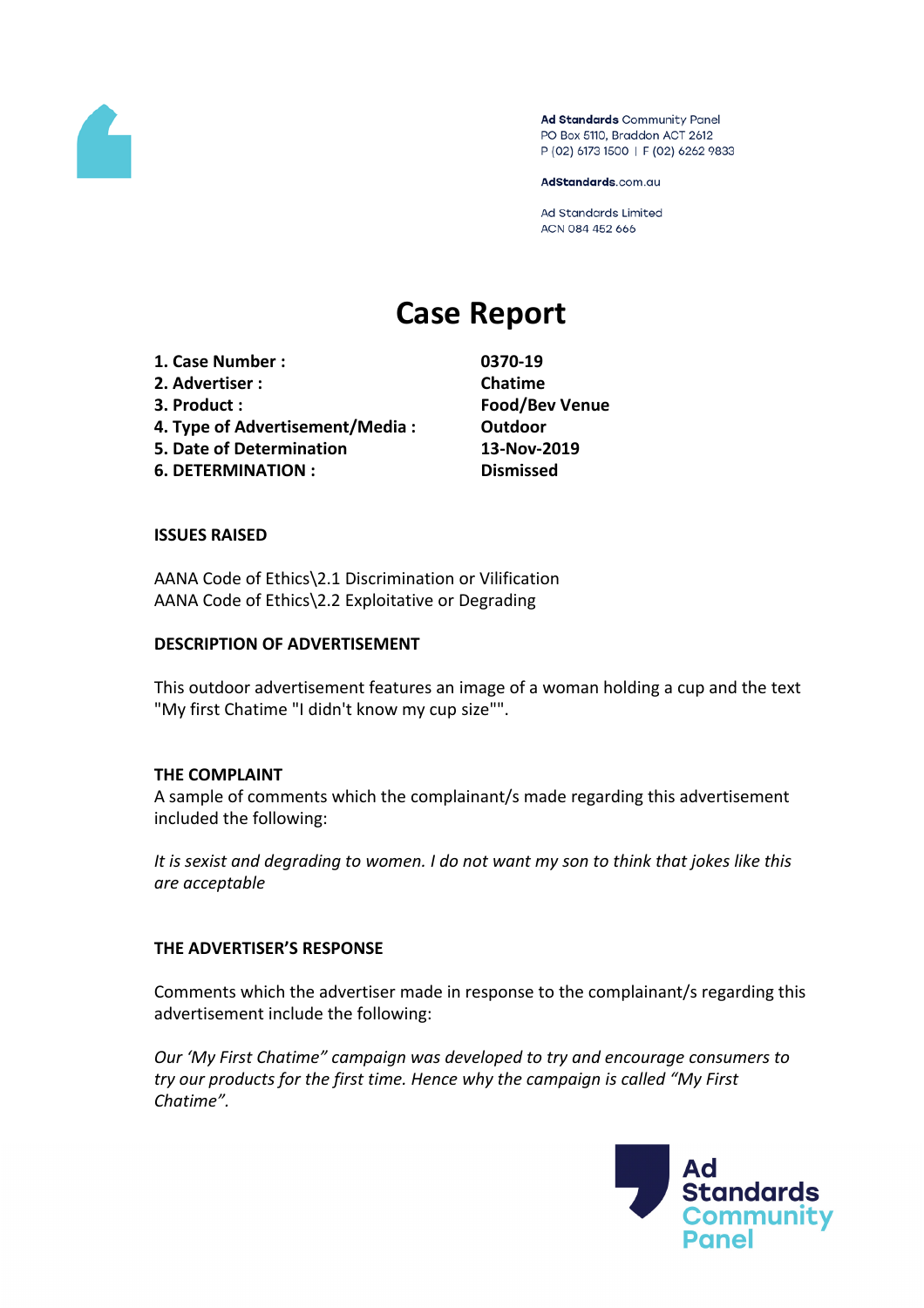Ad Standards Community Panel
PO Box 5110, Braddon ACT 2612
P (02) 6173 1500 | F (02) 6262 9833

AdStandards.com.au

Ad Standards Limited
ACN 084 452 666

# Case Report

| | |
|---|---|
| **1. Case Number :** | **0370-19** |
| **2. Advertiser :** | **Chatime** |
| **3. Product :** | **Food/Bev Venue** |
| **4. Type of Advertisement/Media :** | **Outdoor** |
| **5. Date of Determination** | **13-Nov-2019** |
| **6. DETERMINATION :** | **Dismissed** |

## ISSUES RAISED

AANA Code of Ethics\2.1 Discrimination or Vilification
AANA Code of Ethics\2.2 Exploitative or Degrading

## DESCRIPTION OF ADVERTISEMENT

This outdoor advertisement features an image of a woman holding a cup and the text "My first Chatime "I didn't know my cup size"".

## THE COMPLAINT

A sample of comments which the complainant/s made regarding this advertisement included the following:

*It is sexist and degrading to women. I do not want my son to think that jokes like this are acceptable*

## THE ADVERTISER'S RESPONSE

Comments which the advertiser made in response to the complainant/s regarding this advertisement include the following:

*Our 'My First Chatime" campaign was developed to try and encourage consumers to try our products for the first time. Hence why the campaign is called "My First Chatime".*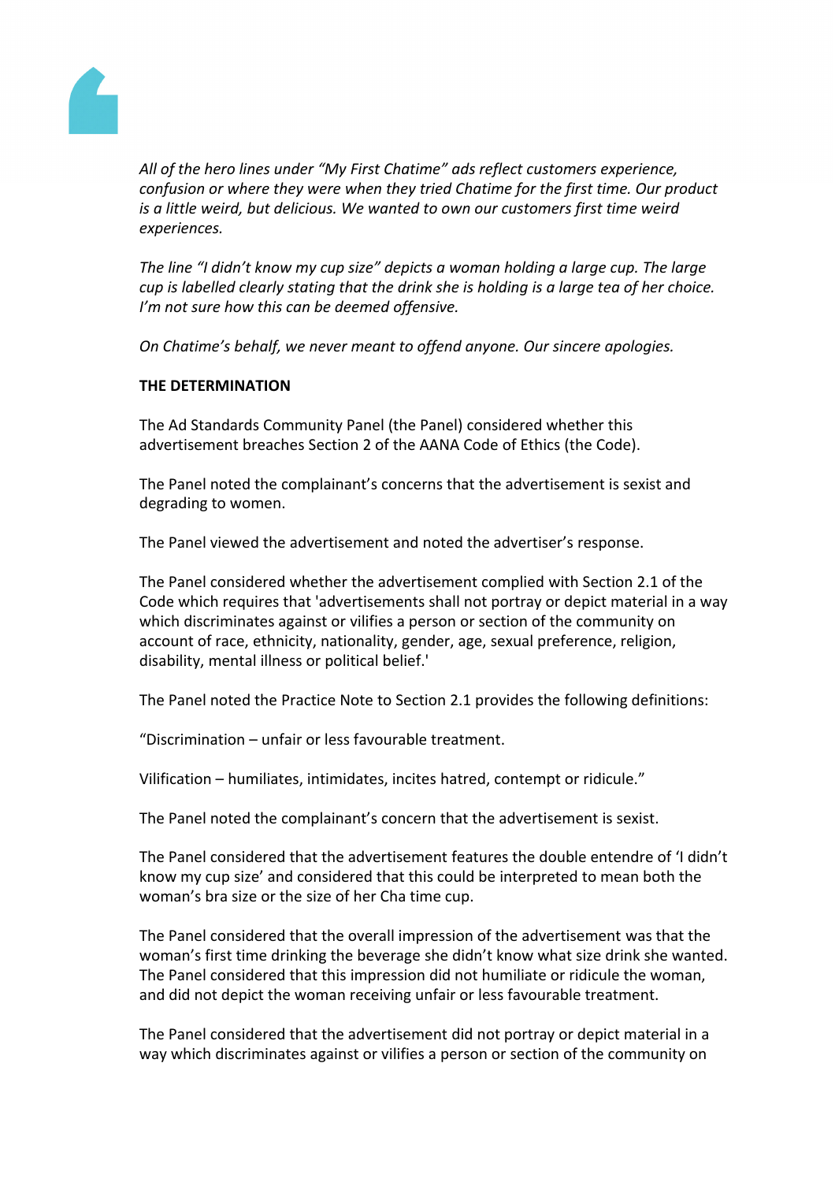*All of the hero lines under "My First Chatime" ads reflect customers experience, confusion or where they were when they tried Chatime for the first time. Our product is a little weird, but delicious. We wanted to own our customers first time weird experiences.*

*The line "I didn't know my cup size" depicts a woman holding a large cup. The large cup is labelled clearly stating that the drink she is holding is a large tea of her choice. I'm not sure how this can be deemed offensive.*

*On Chatime's behalf, we never meant to offend anyone. Our sincere apologies.*

**THE DETERMINATION**

The Ad Standards Community Panel (the Panel) considered whether this advertisement breaches Section 2 of the AANA Code of Ethics (the Code).

The Panel noted the complainant's concerns that the advertisement is sexist and degrading to women.

The Panel viewed the advertisement and noted the advertiser's response.

The Panel considered whether the advertisement complied with Section 2.1 of the Code which requires that 'advertisements shall not portray or depict material in a way which discriminates against or vilifies a person or section of the community on account of race, ethnicity, nationality, gender, age, sexual preference, religion, disability, mental illness or political belief.'

The Panel noted the Practice Note to Section 2.1 provides the following definitions:

"Discrimination – unfair or less favourable treatment.

Vilification – humiliates, intimidates, incites hatred, contempt or ridicule."

The Panel noted the complainant's concern that the advertisement is sexist.

The Panel considered that the advertisement features the double entendre of 'I didn't know my cup size' and considered that this could be interpreted to mean both the woman's bra size or the size of her Cha time cup.

The Panel considered that the overall impression of the advertisement was that the woman's first time drinking the beverage she didn't know what size drink she wanted. The Panel considered that this impression did not humiliate or ridicule the woman, and did not depict the woman receiving unfair or less favourable treatment.

The Panel considered that the advertisement did not portray or depict material in a way which discriminates against or vilifies a person or section of the community on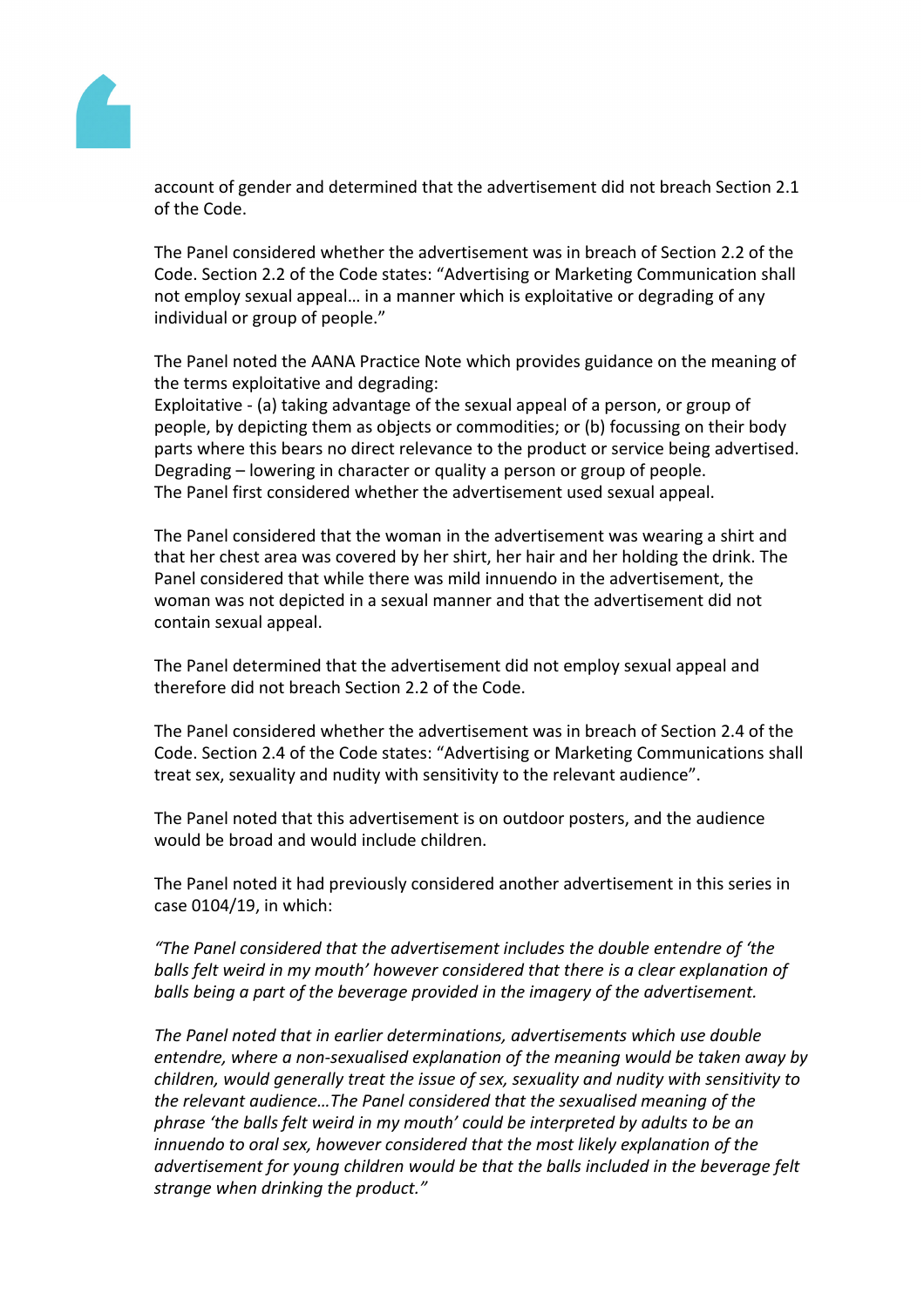account of gender and determined that the advertisement did not breach Section 2.1 of the Code.

The Panel considered whether the advertisement was in breach of Section 2.2 of the Code. Section 2.2 of the Code states: "Advertising or Marketing Communication shall not employ sexual appeal… in a manner which is exploitative or degrading of any individual or group of people."

The Panel noted the AANA Practice Note which provides guidance on the meaning of the terms exploitative and degrading:
Exploitative - (a) taking advantage of the sexual appeal of a person, or group of people, by depicting them as objects or commodities; or (b) focussing on their body parts where this bears no direct relevance to the product or service being advertised.
Degrading – lowering in character or quality a person or group of people.
The Panel first considered whether the advertisement used sexual appeal.

The Panel considered that the woman in the advertisement was wearing a shirt and that her chest area was covered by her shirt, her hair and her holding the drink. The Panel considered that while there was mild innuendo in the advertisement, the woman was not depicted in a sexual manner and that the advertisement did not contain sexual appeal.

The Panel determined that the advertisement did not employ sexual appeal and therefore did not breach Section 2.2 of the Code.

The Panel considered whether the advertisement was in breach of Section 2.4 of the Code. Section 2.4 of the Code states: "Advertising or Marketing Communications shall treat sex, sexuality and nudity with sensitivity to the relevant audience".

The Panel noted that this advertisement is on outdoor posters, and the audience would be broad and would include children.

The Panel noted it had previously considered another advertisement in this series in case 0104/19, in which:

*"The Panel considered that the advertisement includes the double entendre of 'the balls felt weird in my mouth' however considered that there is a clear explanation of balls being a part of the beverage provided in the imagery of the advertisement.*

*The Panel noted that in earlier determinations, advertisements which use double entendre, where a non-sexualised explanation of the meaning would be taken away by children, would generally treat the issue of sex, sexuality and nudity with sensitivity to the relevant audience…The Panel considered that the sexualised meaning of the phrase 'the balls felt weird in my mouth' could be interpreted by adults to be an innuendo to oral sex, however considered that the most likely explanation of the advertisement for young children would be that the balls included in the beverage felt strange when drinking the product."*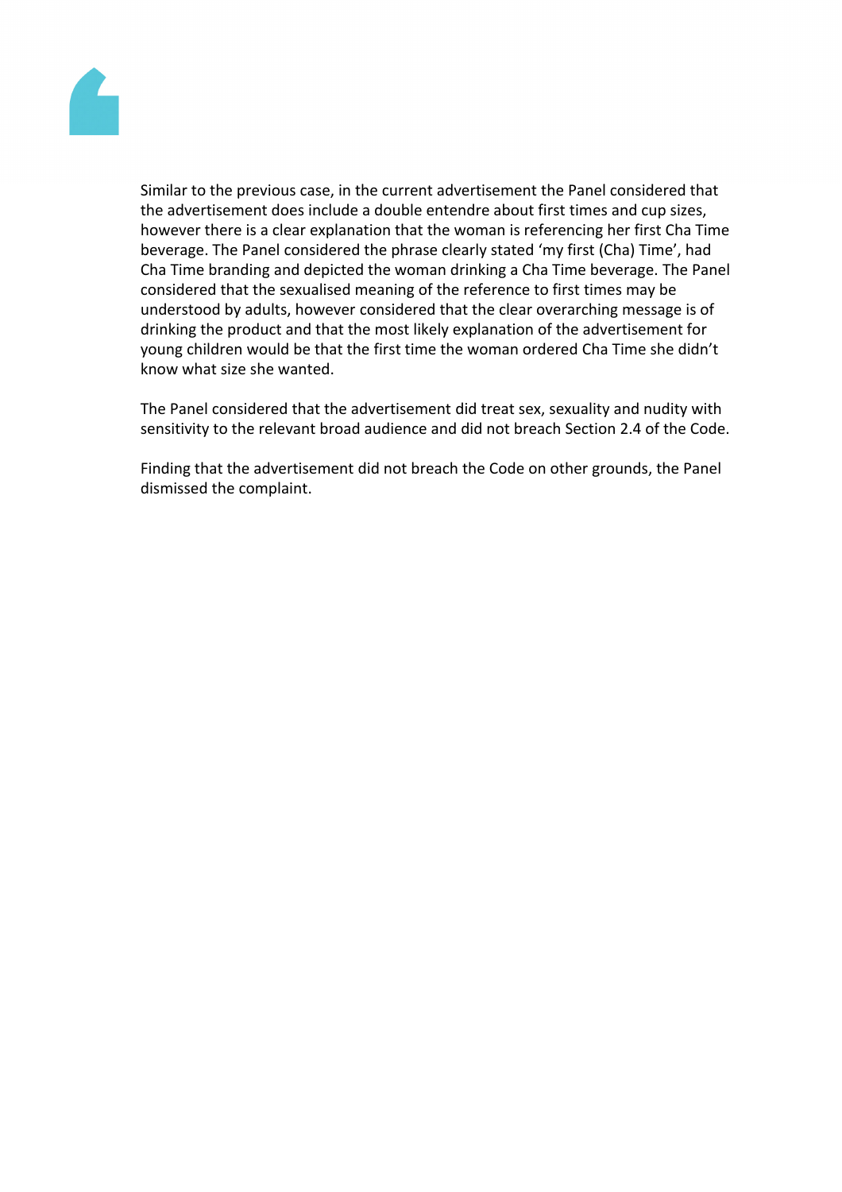Similar to the previous case, in the current advertisement the Panel considered that the advertisement does include a double entendre about first times and cup sizes, however there is a clear explanation that the woman is referencing her first Cha Time beverage. The Panel considered the phrase clearly stated 'my first (Cha) Time', had Cha Time branding and depicted the woman drinking a Cha Time beverage. The Panel considered that the sexualised meaning of the reference to first times may be understood by adults, however considered that the clear overarching message is of drinking the product and that the most likely explanation of the advertisement for young children would be that the first time the woman ordered Cha Time she didn't know what size she wanted.

The Panel considered that the advertisement did treat sex, sexuality and nudity with sensitivity to the relevant broad audience and did not breach Section 2.4 of the Code.

Finding that the advertisement did not breach the Code on other grounds, the Panel dismissed the complaint.